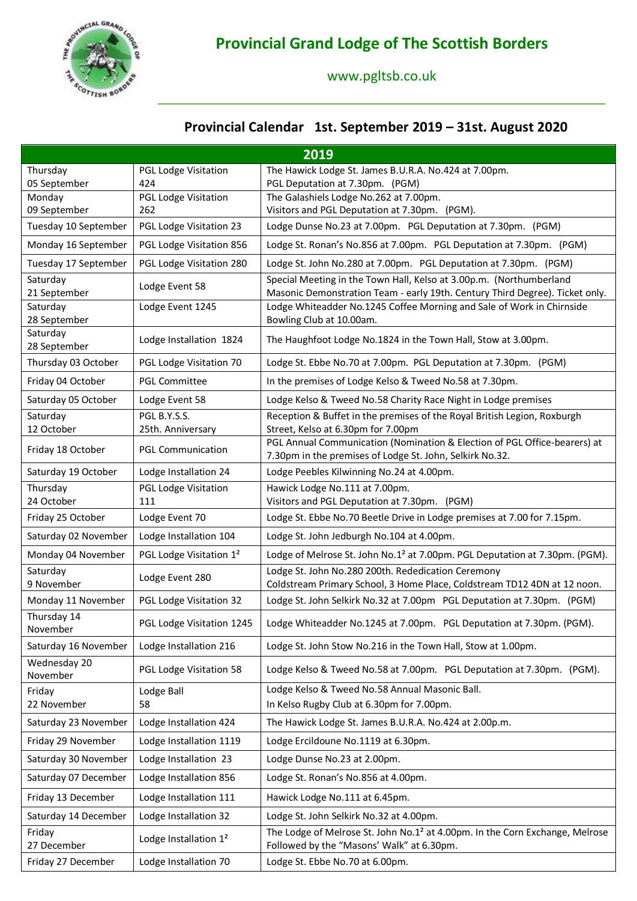# Provincial Grand Lodge of The Scottish Borders

www.pgltsb.co.uk

## Provincial Calendar 1st. September 2019 – 31st. August 2020

| 2019 | | |
|---|---|---|
| Thursday 05 September | PGL Lodge Visitation 424 | The Hawick Lodge St. James B.U.R.A. No.424 at 7.00pm. PGL Deputation at 7.30pm. (PGM) |
| Monday 09 September | PGL Lodge Visitation 262 | The Galashiels Lodge No.262 at 7.00pm. Visitors and PGL Deputation at 7.30pm. (PGM). |
| Tuesday 10 September | PGL Lodge Visitation 23 | Lodge Dunse No.23 at 7.00pm. PGL Deputation at 7.30pm. (PGM) |
| Monday 16 September | PGL Lodge Visitation 856 | Lodge St. Ronan's No.856 at 7.00pm. PGL Deputation at 7.30pm. (PGM) |
| Tuesday 17 September | PGL Lodge Visitation 280 | Lodge St. John No.280 at 7.00pm. PGL Deputation at 7.30pm. (PGM) |
| Saturday 21 September | Lodge Event 58 | Special Meeting in the Town Hall, Kelso at 3.00p.m. (Northumberland Masonic Demonstration Team - early 19th. Century Third Degree). Ticket only. |
| Saturday 28 September | Lodge Event 1245 | Lodge Whiteadder No.1245 Coffee Morning and Sale of Work in Chirnside Bowling Club at 10.00am. |
| Saturday 28 September | Lodge Installation 1824 | The Haughfoot Lodge No.1824 in the Town Hall, Stow at 3.00pm. |
| Thursday 03 October | PGL Lodge Visitation 70 | Lodge St. Ebbe No.70 at 7.00pm. PGL Deputation at 7.30pm. (PGM) |
| Friday 04 October | PGL Committee | In the premises of Lodge Kelso & Tweed No.58 at 7.30pm. |
| Saturday 05 October | Lodge Event 58 | Lodge Kelso & Tweed No.58 Charity Race Night in Lodge premises |
| Saturday 12 October | PGL B.Y.S.S. 25th. Anniversary | Reception & Buffet in the premises of the Royal British Legion, Roxburgh Street, Kelso at 6.30pm for 7.00pm |
| Friday 18 October | PGL Communication | PGL Annual Communication (Nomination & Election of PGL Office-bearers) at 7.30pm in the premises of Lodge St. John, Selkirk No.32. |
| Saturday 19 October | Lodge Installation 24 | Lodge Peebles Kilwinning No.24 at 4.00pm. |
| Thursday 24 October | PGL Lodge Visitation 111 | Hawick Lodge No.111 at 7.00pm. Visitors and PGL Deputation at 7.30pm. (PGM) |
| Friday 25 October | Lodge Event 70 | Lodge St. Ebbe No.70 Beetle Drive in Lodge premises at 7.00 for 7.15pm. |
| Saturday 02 November | Lodge Installation 104 | Lodge St. John Jedburgh No.104 at 4.00pm. |
| Monday 04 November | PGL Lodge Visitation $1^2$ | Lodge of Melrose St. John No.$1^2$ at 7.00pm. PGL Deputation at 7.30pm. (PGM). |
| Saturday 9 November | Lodge Event 280 | Lodge St. John No.280 200th. Rededication Ceremony Coldstream Primary School, 3 Home Place, Coldstream TD12 4DN at 12 noon. |
| Monday 11 November | PGL Lodge Visitation 32 | Lodge St. John Selkirk No.32 at 7.00pm PGL Deputation at 7.30pm. (PGM) |
| Thursday 14 November | PGL Lodge Visitation 1245 | Lodge Whiteadder No.1245 at 7.00pm. PGL Deputation at 7.30pm. (PGM). |
| Saturday 16 November | Lodge Installation 216 | Lodge St. John Stow No.216 in the Town Hall, Stow at 1.00pm. |
| Wednesday 20 November | PGL Lodge Visitation 58 | Lodge Kelso & Tweed No.58 at 7.00pm. PGL Deputation at 7.30pm. (PGM). |
| Friday 22 November | Lodge Ball 58 | Lodge Kelso & Tweed No.58 Annual Masonic Ball. In Kelso Rugby Club at 6.30pm for 7.00pm. |
| Saturday 23 November | Lodge Installation 424 | The Hawick Lodge St. James B.U.R.A. No.424 at 2.00p.m. |
| Friday 29 November | Lodge Installation 1119 | Lodge Ercildoune No.1119 at 6.30pm. |
| Saturday 30 November | Lodge Installation 23 | Lodge Dunse No.23 at 2.00pm. |
| Saturday 07 December | Lodge Installation 856 | Lodge St. Ronan's No.856 at 4.00pm. |
| Friday 13 December | Lodge Installation 111 | Hawick Lodge No.111 at 6.45pm. |
| Saturday 14 December | Lodge Installation 32 | Lodge St. John Selkirk No.32 at 4.00pm. |
| Friday 27 December | Lodge Installation $1^2$ | The Lodge of Melrose St. John No.$1^2$ at 4.00pm. In the Corn Exchange, Melrose Followed by the "Masons' Walk" at 6.30pm. |
| Friday 27 December | Lodge Installation 70 | Lodge St. Ebbe No.70 at 6.00pm. |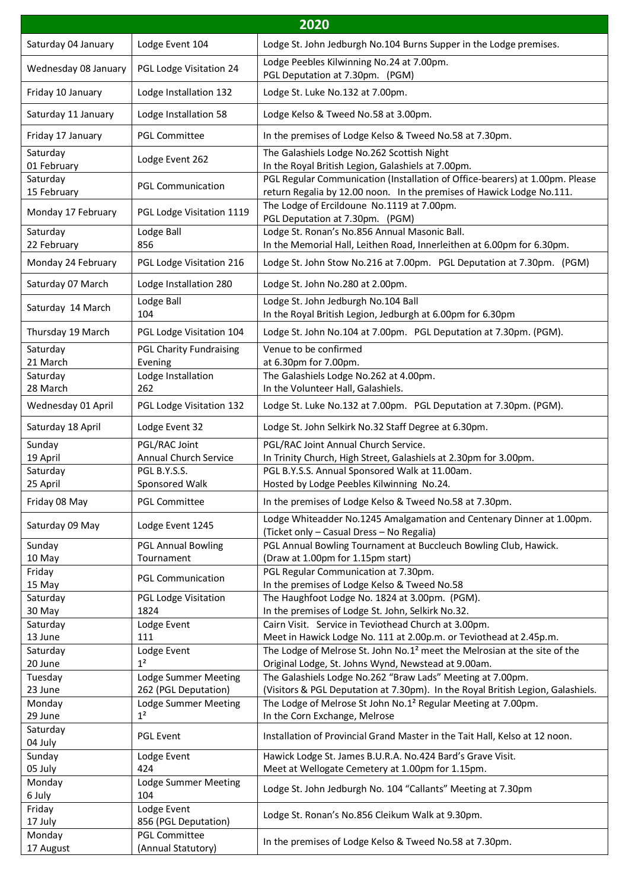| 2020 | | |
|---|---|---|
| Saturday 04 January | Lodge Event 104 | Lodge St. John Jedburgh No.104 Burns Supper in the Lodge premises. |
| Wednesday 08 January | PGL Lodge Visitation 24 | Lodge Peebles Kilwinning No.24 at 7.00pm. PGL Deputation at 7.30pm. (PGM) |
| Friday 10 January | Lodge Installation 132 | Lodge St. Luke No.132 at 7.00pm. |
| Saturday 11 January | Lodge Installation 58 | Lodge Kelso & Tweed No.58 at 3.00pm. |
| Friday 17 January | PGL Committee | In the premises of Lodge Kelso & Tweed No.58 at 7.30pm. |
| Saturday 01 February | Lodge Event 262 | The Galashiels Lodge No.262 Scottish Night In the Royal British Legion, Galashiels at 7.00pm. |
| Saturday 15 February | PGL Communication | PGL Regular Communication (Installation of Office-bearers) at 1.00pm. Please return Regalia by 12.00 noon. In the premises of Hawick Lodge No.111. |
| Monday 17 February | PGL Lodge Visitation 1119 | The Lodge of Ercildoune No.1119 at 7.00pm. PGL Deputation at 7.30pm. (PGM) |
| Saturday 22 February | Lodge Ball 856 | Lodge St. Ronan's No.856 Annual Masonic Ball. In the Memorial Hall, Leithen Road, Innerleithen at 6.00pm for 6.30pm. |
| Monday 24 February | PGL Lodge Visitation 216 | Lodge St. John Stow No.216 at 7.00pm. PGL Deputation at 7.30pm. (PGM) |
| Saturday 07 March | Lodge Installation 280 | Lodge St. John No.280 at 2.00pm. |
| Saturday 14 March | Lodge Ball 104 | Lodge St. John Jedburgh No.104 Ball In the Royal British Legion, Jedburgh at 6.00pm for 6.30pm |
| Thursday 19 March | PGL Lodge Visitation 104 | Lodge St. John No.104 at 7.00pm. PGL Deputation at 7.30pm. (PGM). |
| Saturday 21 March | PGL Charity Fundraising Evening | Venue to be confirmed at 6.30pm for 7.00pm. |
| Saturday 28 March | Lodge Installation 262 | The Galashiels Lodge No.262 at 4.00pm. In the Volunteer Hall, Galashiels. |
| Wednesday 01 April | PGL Lodge Visitation 132 | Lodge St. Luke No.132 at 7.00pm. PGL Deputation at 7.30pm. (PGM). |
| Saturday 18 April | Lodge Event 32 | Lodge St. John Selkirk No.32 Staff Degree at 6.30pm. |
| Sunday 19 April | PGL/RAC Joint Annual Church Service | PGL/RAC Joint Annual Church Service. In Trinity Church, High Street, Galashiels at 2.30pm for 3.00pm. |
| Saturday 25 April | PGL B.Y.S.S. Sponsored Walk | PGL B.Y.S.S. Annual Sponsored Walk at 11.00am. Hosted by Lodge Peebles Kilwinning No.24. |
| Friday 08 May | PGL Committee | In the premises of Lodge Kelso & Tweed No.58 at 7.30pm. |
| Saturday 09 May | Lodge Event 1245 | Lodge Whiteadder No.1245 Amalgamation and Centenary Dinner at 1.00pm. (Ticket only – Casual Dress – No Regalia) |
| Sunday 10 May | PGL Annual Bowling Tournament | PGL Annual Bowling Tournament at Buccleuch Bowling Club, Hawick. (Draw at 1.00pm for 1.15pm start) |
| Friday 15 May | PGL Communication | PGL Regular Communication at 7.30pm. In the premises of Lodge Kelso & Tweed No.58 |
| Saturday 30 May | PGL Lodge Visitation 1824 | The Haughfoot Lodge No. 1824 at 3.00pm. (PGM). In the premises of Lodge St. John, Selkirk No.32. |
| Saturday 13 June | Lodge Event 111 | Cairn Visit. Service in Teviothead Church at 3.00pm. Meet in Hawick Lodge No. 111 at 2.00p.m. or Teviothead at 2.45p.m. |
| Saturday 20 June | Lodge Event $1^2$ | The Lodge of Melrose St. John No.$1^2$ meet the Melrosian at the site of the Original Lodge, St. Johns Wynd, Newstead at 9.00am. |
| Tuesday 23 June | Lodge Summer Meeting 262 (PGL Deputation) | The Galashiels Lodge No.262 "Braw Lads" Meeting at 7.00pm. (Visitors & PGL Deputation at 7.30pm). In the Royal British Legion, Galashiels. |
| Monday 29 June | Lodge Summer Meeting $1^2$ | The Lodge of Melrose St John No.$1^2$ Regular Meeting at 7.00pm. In the Corn Exchange, Melrose |
| Saturday 04 July | PGL Event | Installation of Provincial Grand Master in the Tait Hall, Kelso at 12 noon. |
| Sunday 05 July | Lodge Event 424 | Hawick Lodge St. James B.U.R.A. No.424 Bard's Grave Visit. Meet at Wellogate Cemetery at 1.00pm for 1.15pm. |
| Monday 6 July | Lodge Summer Meeting 104 | Lodge St. John Jedburgh No. 104 "Callants" Meeting at 7.30pm |
| Friday 17 July | Lodge Event 856 (PGL Deputation) | Lodge St. Ronan's No.856 Cleikum Walk at 9.30pm. |
| Monday 17 August | PGL Committee (Annual Statutory) | In the premises of Lodge Kelso & Tweed No.58 at 7.30pm. |